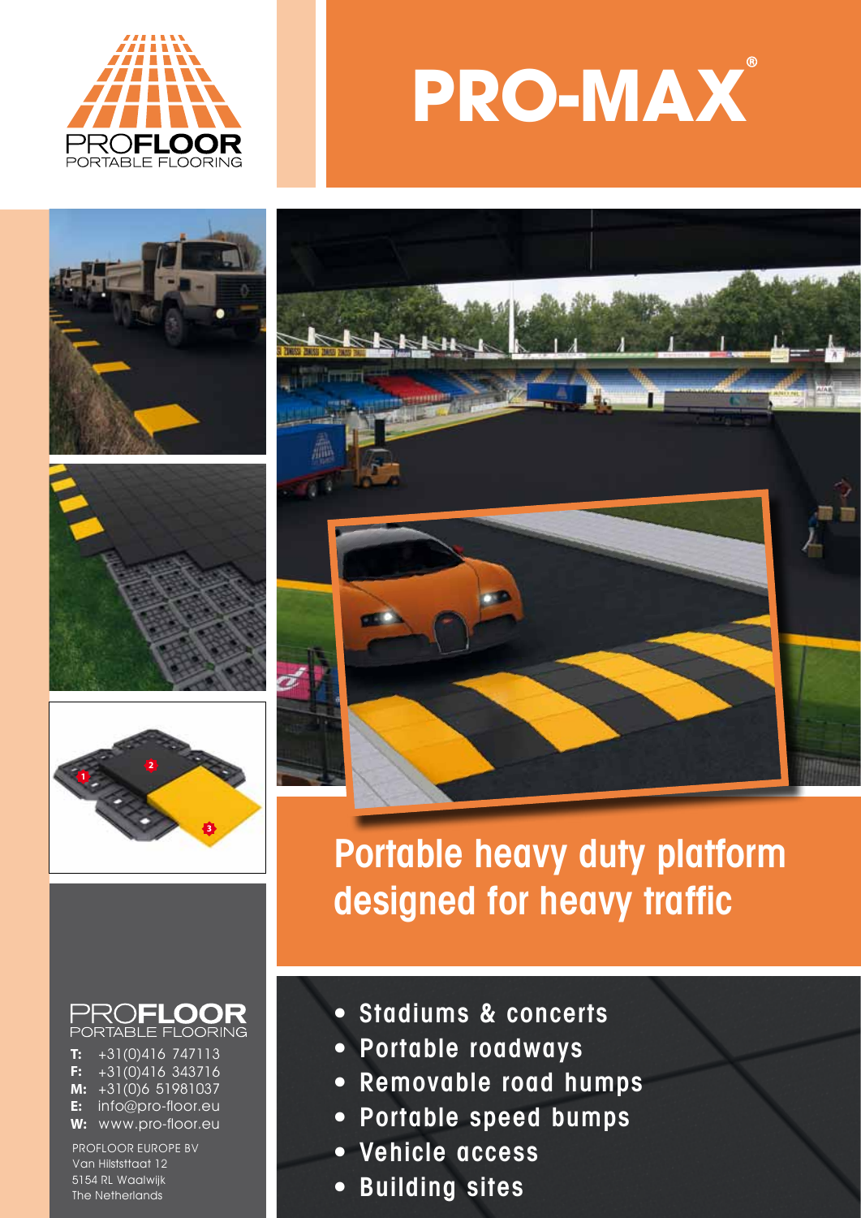PROFLOOR
PORTABLE FLOORING

# PRO-MAX®

## Portable heavy duty platform designed for heavy traffic

- Stadiums & concerts
- Portable roadways
- Removable road humps
- Portable speed bumps
- Vehicle access
- Building sites

PROFLOOR
PORTABLE FLOORING

**T:** +31(0)416 747113
**F:** +31(0)416 343716
**M:** +31(0)6 51981037
**E:** info@pro-floor.eu
**W:** www.pro-floor.eu

PROFLOOR EUROPE BV
Van Hilststtaat 12
5154 RL Waalwijk
The Netherlands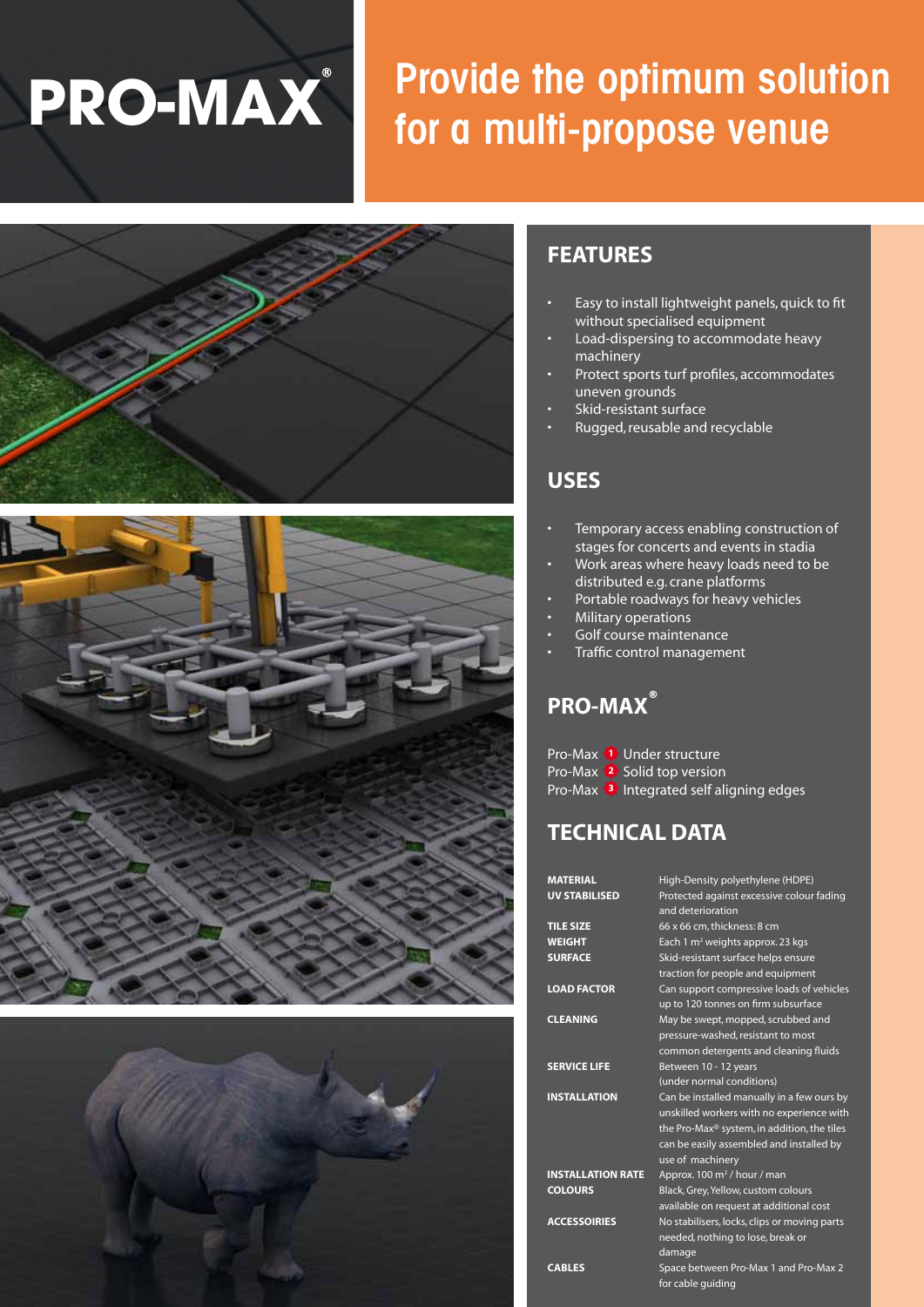# PRO-MAX®

## Provide the optimum solution for a multi-propose venue

## FEATURES

- Easy to install lightweight panels, quick to fit without specialised equipment
- Load-dispersing to accommodate heavy machinery
- Protect sports turf profiles, accommodates uneven grounds
- Skid-resistant surface
- Rugged, reusable and recyclable

## USES

- Temporary access enabling construction of stages for concerts and events in stadia
- Work areas where heavy loads need to be distributed e.g. crane platforms
- Portable roadways for heavy vehicles
- Military operations
- Golf course maintenance
- Traffic control management

## PRO-MAX®

Pro-Max 1 Under structure
Pro-Max 2 Solid top version
Pro-Max 3 Integrated self aligning edges

## TECHNICAL DATA

| | |
|---|---|
| **MATERIAL** | High-Density polyethylene (HDPE) |
| **UV STABILISED** | Protected against excessive colour fading and deterioration |
| **TILE SIZE** | 66 x 66 cm, thickness: 8 cm |
| **WEIGHT** | Each 1 m² weights approx. 23 kgs |
| **SURFACE** | Skid-resistant surface helps ensure traction for people and equipment |
| **LOAD FACTOR** | Can support compressive loads of vehicles up to 120 tonnes on firm subsurface |
| **CLEANING** | May be swept, mopped, scrubbed and pressure-washed, resistant to most common detergents and cleaning fluids |
| **SERVICE LIFE** | Between 10 - 12 years (under normal conditions) |
| **INSTALLATION** | Can be installed manually in a few ours by unskilled workers with no experience with the Pro-Max® system, in addition, the tiles can be easily assembled and installed by use of machinery |
| **INSTALLATION RATE** | Approx. 100 m² / hour / man |
| **COLOURS** | Black, Grey, Yellow, custom colours available on request at additional cost |
| **ACCESSOIRIES** | No stabilisers, locks, clips or moving parts needed, nothing to lose, break or damage |
| **CABLES** | Space between Pro-Max 1 and Pro-Max 2 for cable guiding |